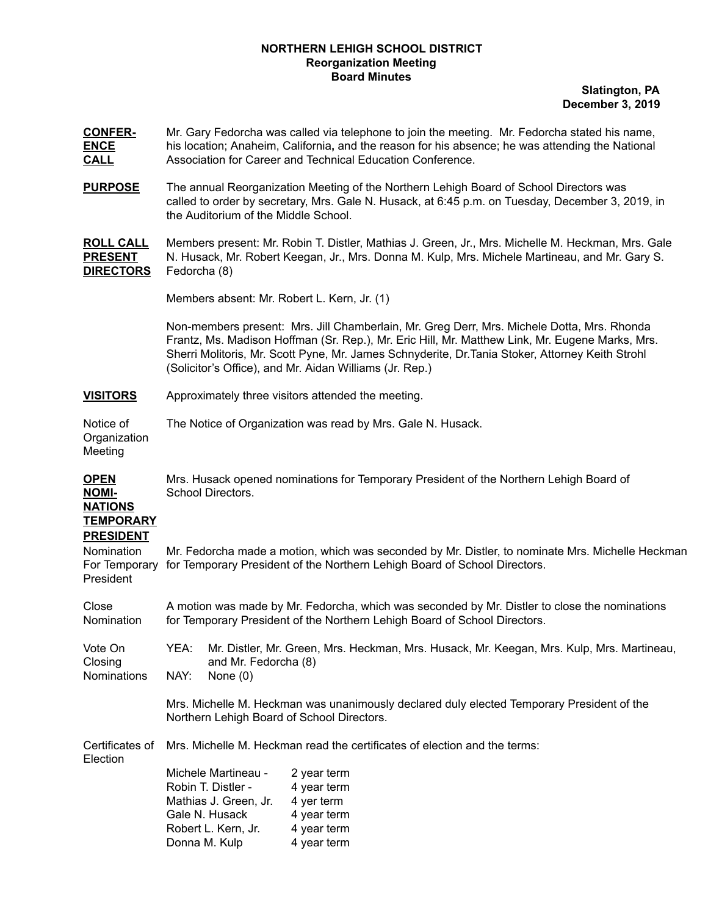**NORTHERN LEHIGH SCHOOL DISTRICT**
**Reorganization Meeting**
**Board Minutes**

**Slatington, PA**
**December 3, 2019**

**CONFERENCE CALL**

Mr. Gary Fedorcha was called via telephone to join the meeting. Mr. Fedorcha stated his name, his location; Anaheim, California**,** and the reason for his absence; he was attending the National Association for Career and Technical Education Conference.

**PURPOSE**

The annual Reorganization Meeting of the Northern Lehigh Board of School Directors was called to order by secretary, Mrs. Gale N. Husack, at 6:45 p.m. on Tuesday, December 3, 2019, in the Auditorium of the Middle School.

**ROLL CALL PRESENT DIRECTORS**

Members present: Mr. Robin T. Distler, Mathias J. Green, Jr., Mrs. Michelle M. Heckman, Mrs. Gale N. Husack, Mr. Robert Keegan, Jr., Mrs. Donna M. Kulp, Mrs. Michele Martineau, and Mr. Gary S. Fedorcha (8)

Members absent: Mr. Robert L. Kern, Jr. (1)

Non-members present: Mrs. Jill Chamberlain, Mr. Greg Derr, Mrs. Michele Dotta, Mrs. Rhonda Frantz, Ms. Madison Hoffman (Sr. Rep.), Mr. Eric Hill, Mr. Matthew Link, Mr. Eugene Marks, Mrs. Sherri Molitoris, Mr. Scott Pyne, Mr. James Schnyderite, Dr.Tania Stoker, Attorney Keith Strohl (Solicitor's Office), and Mr. Aidan Williams (Jr. Rep.)

**VISITORS**

Approximately three visitors attended the meeting.

Notice of Organization Meeting

The Notice of Organization was read by Mrs. Gale N. Husack.

**OPEN NOMINATIONS TEMPORARY PRESIDENT**

Mrs. Husack opened nominations for Temporary President of the Northern Lehigh Board of School Directors.

Nomination For Temporary President

Mr. Fedorcha made a motion, which was seconded by Mr. Distler, to nominate Mrs. Michelle Heckman for Temporary President of the Northern Lehigh Board of School Directors.

Close Nomination

A motion was made by Mr. Fedorcha, which was seconded by Mr. Distler to close the nominations for Temporary President of the Northern Lehigh Board of School Directors.

Vote On Closing Nominations

YEA: Mr. Distler, Mr. Green, Mrs. Heckman, Mrs. Husack, Mr. Keegan, Mrs. Kulp, Mrs. Martineau, and Mr. Fedorcha (8)
NAY: None (0)

Mrs. Michelle M. Heckman was unanimously declared duly elected Temporary President of the Northern Lehigh Board of School Directors.

Certificates of Election

Mrs. Michelle M. Heckman read the certificates of election and the terms:

| | |
|---|---|
| Michele Martineau - | 2 year term |
| Robin T. Distler - | 4 year term |
| Mathias J. Green, Jr. | 4 yer term |
| Gale N. Husack | 4 year term |
| Robert L. Kern, Jr. | 4 year term |
| Donna M. Kulp | 4 year term |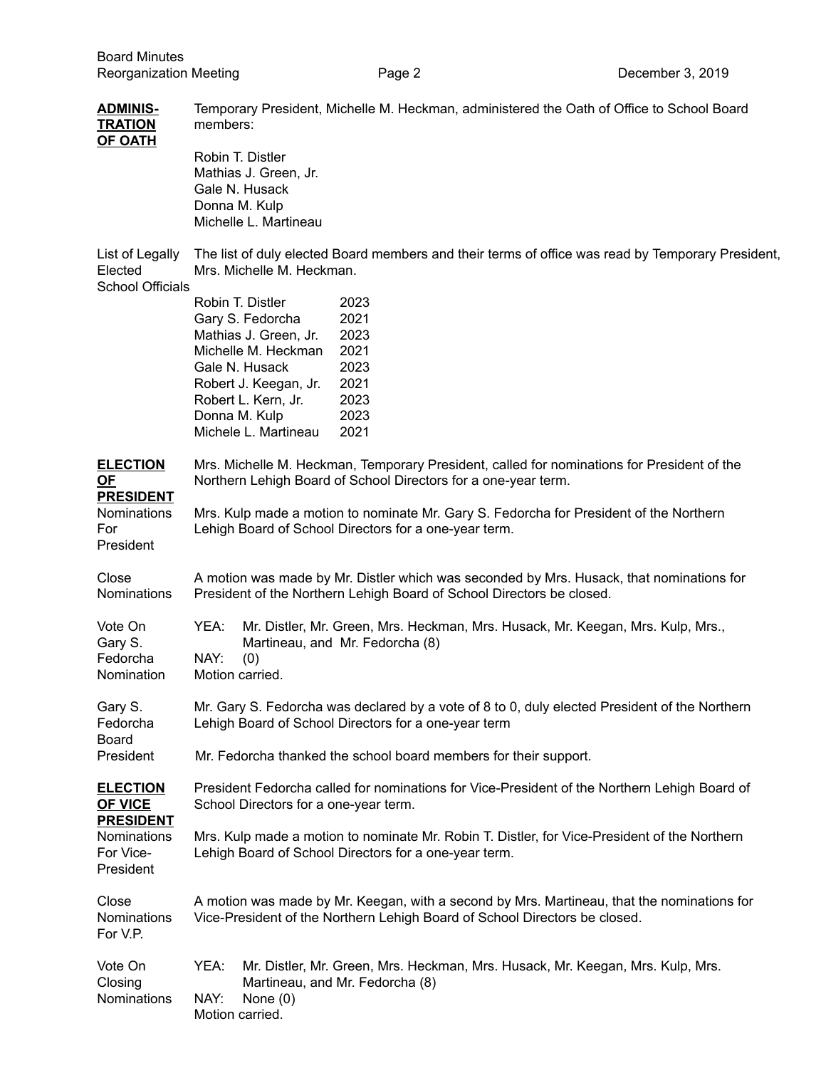**ADMINISTRATION OF OATH**

Temporary President, Michelle M. Heckman, administered the Oath of Office to School Board members:

Robin T. Distler
Mathias J. Green, Jr.
Gale N. Husack
Donna M. Kulp
Michelle L. Martineau

**List of Legally Elected School Officials**

The list of duly elected Board members and their terms of office was read by Temporary President, Mrs. Michelle M. Heckman.

| | |
|---|---|
| Robin T. Distler | 2023 |
| Gary S. Fedorcha | 2021 |
| Mathias J. Green, Jr. | 2023 |
| Michelle M. Heckman | 2021 |
| Gale N. Husack | 2023 |
| Robert J. Keegan, Jr. | 2021 |
| Robert L. Kern, Jr. | 2023 |
| Donna M. Kulp | 2023 |
| Michele L. Martineau | 2021 |

**ELECTION OF PRESIDENT**

Mrs. Michelle M. Heckman, Temporary President, called for nominations for President of the Northern Lehigh Board of School Directors for a one-year term.

**Nominations For President**

Mrs. Kulp made a motion to nominate Mr. Gary S. Fedorcha for President of the Northern Lehigh Board of School Directors for a one-year term.

**Close Nominations**

A motion was made by Mr. Distler which was seconded by Mrs. Husack, that nominations for President of the Northern Lehigh Board of School Directors be closed.

**Vote On Gary S. Fedorcha Nomination**

YEA: Mr. Distler, Mr. Green, Mrs. Heckman, Mrs. Husack, Mr. Keegan, Mrs. Kulp, Mrs., Martineau, and Mr. Fedorcha (8)
NAY: (0)
Motion carried.

**Gary S. Fedorcha Board President**

Mr. Gary S. Fedorcha was declared by a vote of 8 to 0, duly elected President of the Northern Lehigh Board of School Directors for a one-year term

Mr. Fedorcha thanked the school board members for their support.

**ELECTION OF VICE PRESIDENT**

President Fedorcha called for nominations for Vice-President of the Northern Lehigh Board of School Directors for a one-year term.

**Nominations For Vice-President**

Mrs. Kulp made a motion to nominate Mr. Robin T. Distler, for Vice-President of the Northern Lehigh Board of School Directors for a one-year term.

**Close Nominations For V.P.**

A motion was made by Mr. Keegan, with a second by Mrs. Martineau, that the nominations for Vice-President of the Northern Lehigh Board of School Directors be closed.

**Vote On Closing Nominations**

YEA: Mr. Distler, Mr. Green, Mrs. Heckman, Mrs. Husack, Mr. Keegan, Mrs. Kulp, Mrs. Martineau, and Mr. Fedorcha (8)
NAY: None (0)
Motion carried.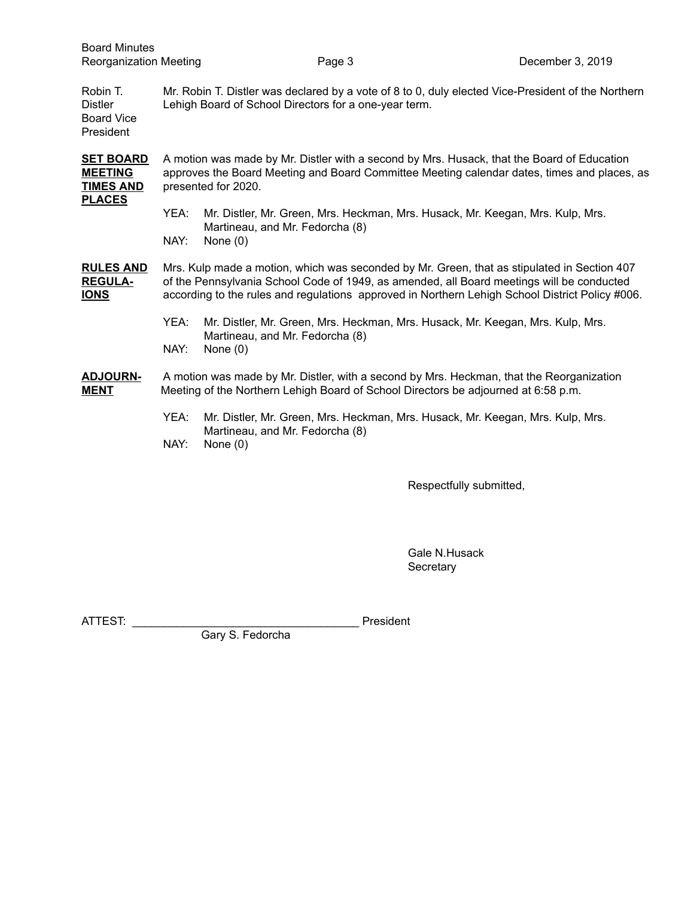Robin T. Distler Board Vice President

Mr. Robin T. Distler was declared by a vote of 8 to 0, duly elected Vice-President of the Northern Lehigh Board of School Directors for a one-year term.

**SET BOARD MEETING TIMES AND PLACES**

A motion was made by Mr. Distler with a second by Mrs. Husack, that the Board of Education approves the Board Meeting and Board Committee Meeting calendar dates, times and places, as presented for 2020.

YEA: Mr. Distler, Mr. Green, Mrs. Heckman, Mrs. Husack, Mr. Keegan, Mrs. Kulp, Mrs. Martineau, and Mr. Fedorcha (8)
NAY: None (0)

**RULES AND REGULA-IONS**

Mrs. Kulp made a motion, which was seconded by Mr. Green, that as stipulated in Section 407 of the Pennsylvania School Code of 1949, as amended, all Board meetings will be conducted according to the rules and regulations approved in Northern Lehigh School District Policy #006.

YEA: Mr. Distler, Mr. Green, Mrs. Heckman, Mrs. Husack, Mr. Keegan, Mrs. Kulp, Mrs. Martineau, and Mr. Fedorcha (8)
NAY: None (0)

**ADJOURN-MENT**

A motion was made by Mr. Distler, with a second by Mrs. Heckman, that the Reorganization Meeting of the Northern Lehigh Board of School Directors be adjourned at 6:58 p.m.

YEA: Mr. Distler, Mr. Green, Mrs. Heckman, Mrs. Husack, Mr. Keegan, Mrs. Kulp, Mrs. Martineau, and Mr. Fedorcha (8)
NAY: None (0)

Respectfully submitted,

Gale N.Husack
Secretary

ATTEST: ___________________________________ President
Gary S. Fedorcha